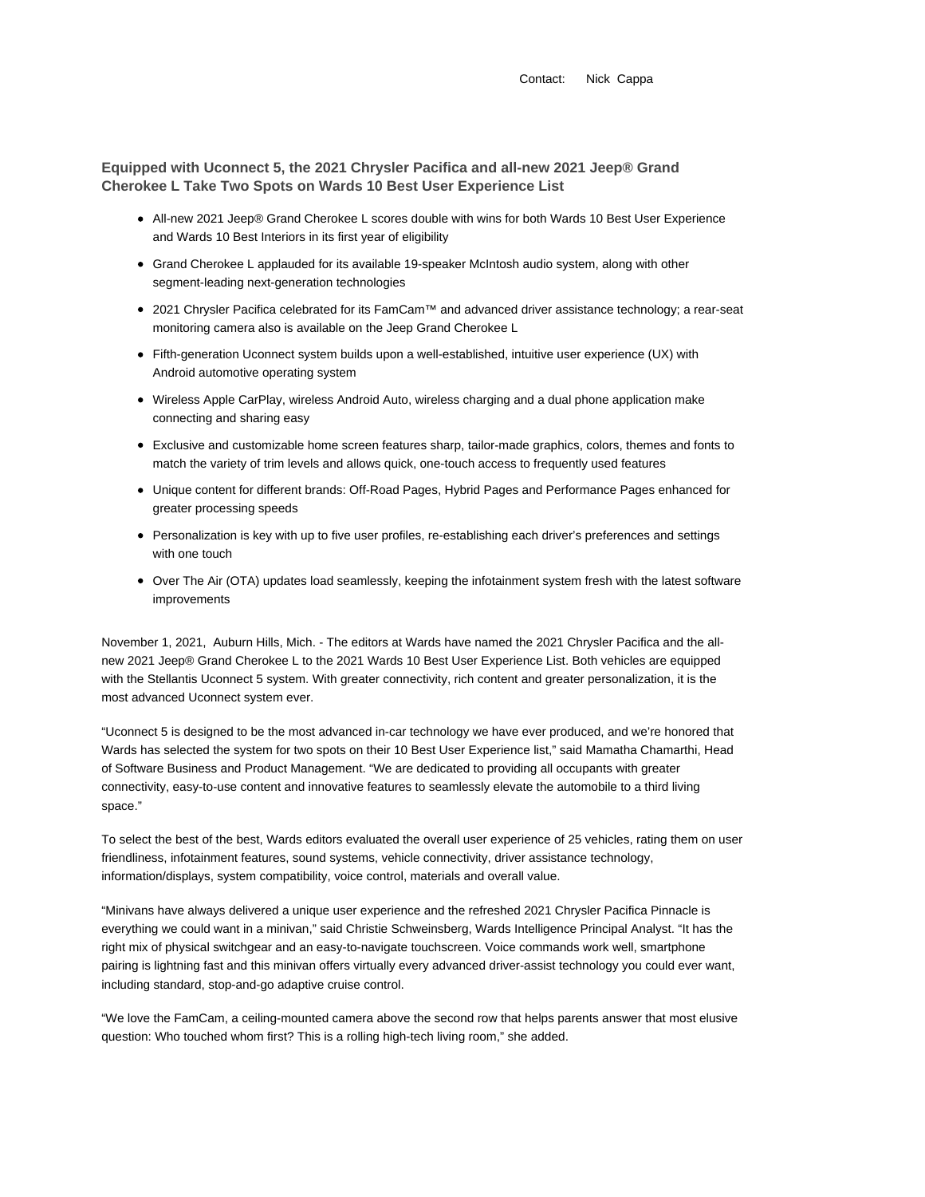Contact: Nick Cappa

## Equipped with Uconnect 5, the 2021 Chrysler Pacifica and all-new 2021 Jeep® Grand Cherokee L Take Two Spots on Wards 10 Best User Experience List

- All-new 2021 Jeep® Grand Cherokee L scores double with wins for both Wards 10 Best User Experience and Wards 10 Best Interiors in its first year of eligibility
- Grand Cherokee L applauded for its available 19-speaker McIntosh audio system, along with other segment-leading next-generation technologies
- 2021 Chrysler Pacifica celebrated for its FamCam™ and advanced driver assistance technology; a rear-seat monitoring camera also is available on the Jeep Grand Cherokee L
- Fifth-generation Uconnect system builds upon a well-established, intuitive user experience (UX) with Android automotive operating system
- Wireless Apple CarPlay, wireless Android Auto, wireless charging and a dual phone application make connecting and sharing easy
- Exclusive and customizable home screen features sharp, tailor-made graphics, colors, themes and fonts to match the variety of trim levels and allows quick, one-touch access to frequently used features
- Unique content for different brands: Off-Road Pages, Hybrid Pages and Performance Pages enhanced for greater processing speeds
- Personalization is key with up to five user profiles, re-establishing each driver's preferences and settings with one touch
- Over The Air (OTA) updates load seamlessly, keeping the infotainment system fresh with the latest software improvements

November 1, 2021, Auburn Hills, Mich. - The editors at Wards have named the 2021 Chrysler Pacifica and the all-new 2021 Jeep® Grand Cherokee L to the 2021 Wards 10 Best User Experience List. Both vehicles are equipped with the Stellantis Uconnect 5 system. With greater connectivity, rich content and greater personalization, it is the most advanced Uconnect system ever.

"Uconnect 5 is designed to be the most advanced in-car technology we have ever produced, and we're honored that Wards has selected the system for two spots on their 10 Best User Experience list," said Mamatha Chamarthi, Head of Software Business and Product Management. "We are dedicated to providing all occupants with greater connectivity, easy-to-use content and innovative features to seamlessly elevate the automobile to a third living space."

To select the best of the best, Wards editors evaluated the overall user experience of 25 vehicles, rating them on user friendliness, infotainment features, sound systems, vehicle connectivity, driver assistance technology, information/displays, system compatibility, voice control, materials and overall value.

"Minivans have always delivered a unique user experience and the refreshed 2021 Chrysler Pacifica Pinnacle is everything we could want in a minivan," said Christie Schweinsberg, Wards Intelligence Principal Analyst. "It has the right mix of physical switchgear and an easy-to-navigate touchscreen. Voice commands work well, smartphone pairing is lightning fast and this minivan offers virtually every advanced driver-assist technology you could ever want, including standard, stop-and-go adaptive cruise control.

"We love the FamCam, a ceiling-mounted camera above the second row that helps parents answer that most elusive question: Who touched whom first? This is a rolling high-tech living room," she added.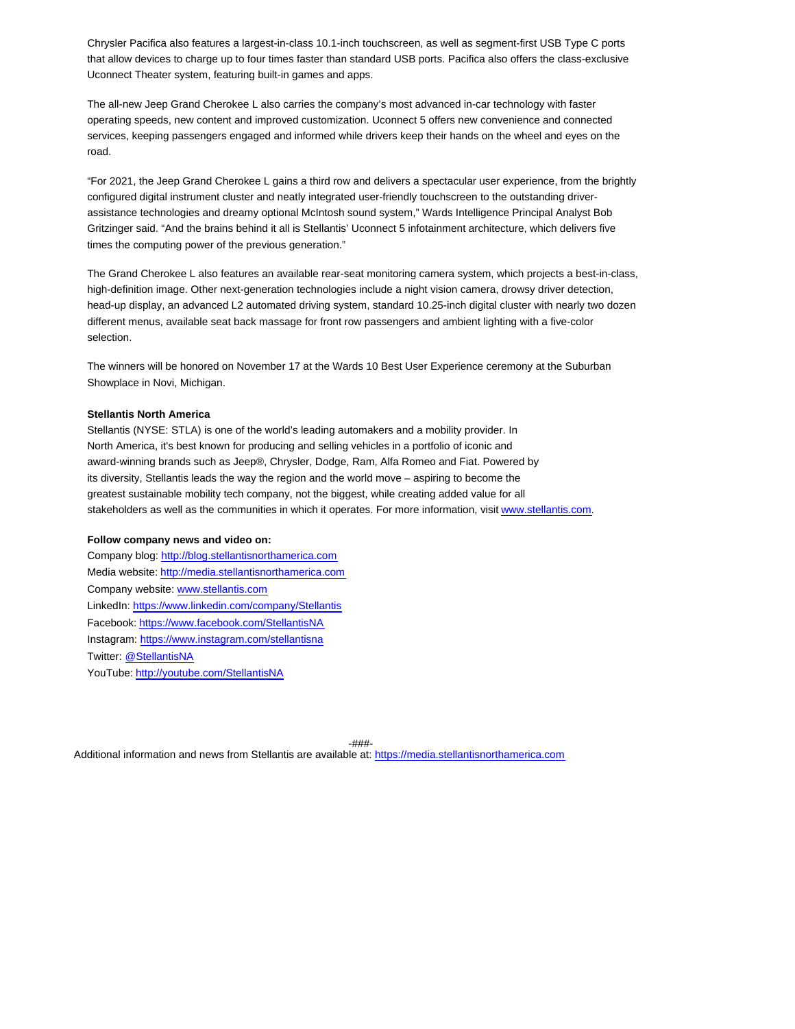Chrysler Pacifica also features a largest-in-class 10.1-inch touchscreen, as well as segment-first USB Type C ports that allow devices to charge up to four times faster than standard USB ports. Pacifica also offers the class-exclusive Uconnect Theater system, featuring built-in games and apps.

The all-new Jeep Grand Cherokee L also carries the company's most advanced in-car technology with faster operating speeds, new content and improved customization. Uconnect 5 offers new convenience and connected services, keeping passengers engaged and informed while drivers keep their hands on the wheel and eyes on the road.

"For 2021, the Jeep Grand Cherokee L gains a third row and delivers a spectacular user experience, from the brightly configured digital instrument cluster and neatly integrated user-friendly touchscreen to the outstanding driver-assistance technologies and dreamy optional McIntosh sound system," Wards Intelligence Principal Analyst Bob Gritzinger said. "And the brains behind it all is Stellantis' Uconnect 5 infotainment architecture, which delivers five times the computing power of the previous generation."

The Grand Cherokee L also features an available rear-seat monitoring camera system, which projects a best-in-class, high-definition image. Other next-generation technologies include a night vision camera, drowsy driver detection, head-up display, an advanced L2 automated driving system, standard 10.25-inch digital cluster with nearly two dozen different menus, available seat back massage for front row passengers and ambient lighting with a five-color selection.

The winners will be honored on November 17 at the Wards 10 Best User Experience ceremony at the Suburban Showplace in Novi, Michigan.

**Stellantis North America**
Stellantis (NYSE: STLA) is one of the world's leading automakers and a mobility provider. In North America, it's best known for producing and selling vehicles in a portfolio of iconic and award-winning brands such as Jeep®, Chrysler, Dodge, Ram, Alfa Romeo and Fiat. Powered by its diversity, Stellantis leads the way the region and the world move – aspiring to become the greatest sustainable mobility tech company, not the biggest, while creating added value for all stakeholders as well as the communities in which it operates. For more information, visit www.stellantis.com.

**Follow company news and video on:**
Company blog: http://blog.stellantisnorthamerica.com
Media website: http://media.stellantisnorthamerica.com
Company website: www.stellantis.com
LinkedIn: https://www.linkedin.com/company/Stellantis
Facebook: https://www.facebook.com/StellantisNA
Instagram: https://www.instagram.com/stellantisna
Twitter: @StellantisNA
YouTube: http://youtube.com/StellantisNA

-###-
Additional information and news from Stellantis are available at: https://media.stellantisnorthamerica.com